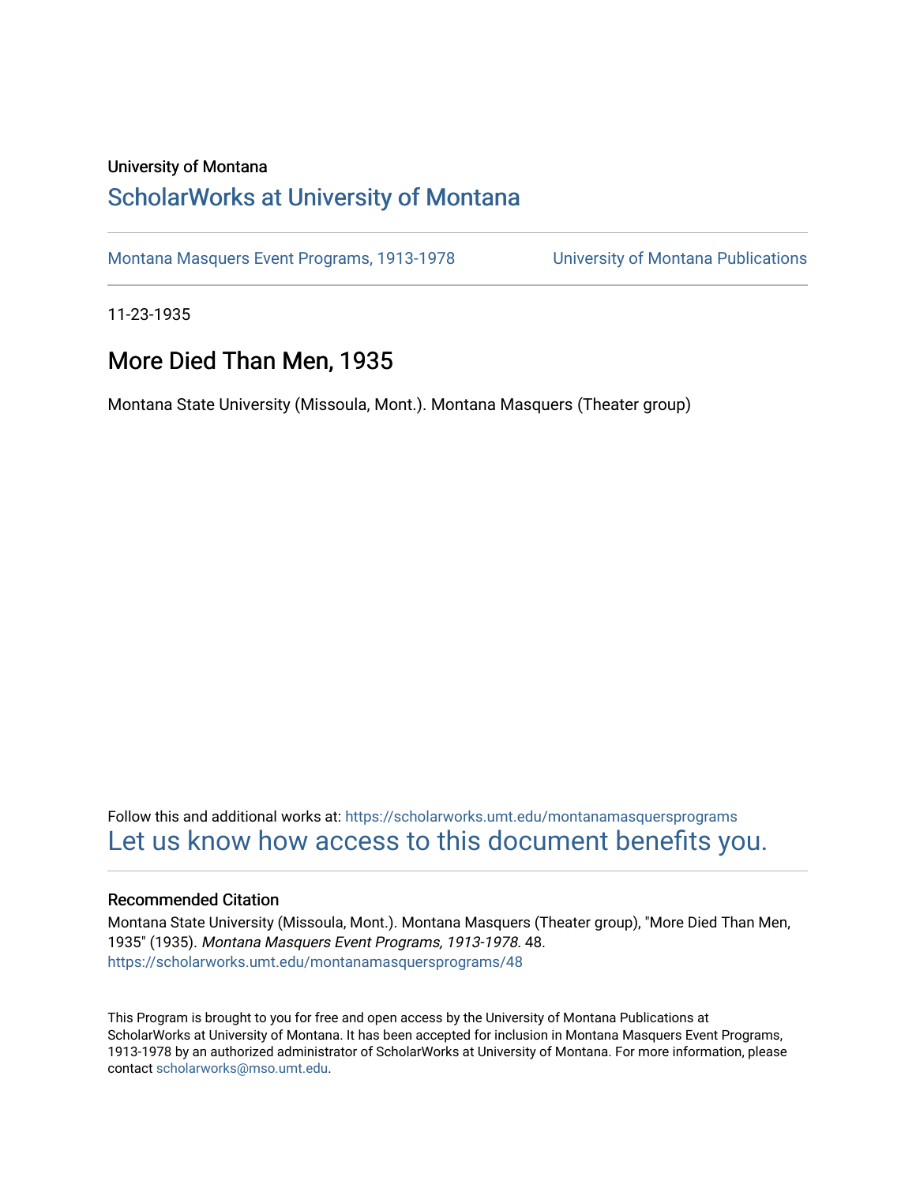University of Montana

# ScholarWorks at University of Montana

Montana Masquers Event Programs, 1913-1978

University of Montana Publications

11-23-1935

## More Died Than Men, 1935

Montana State University (Missoula, Mont.). Montana Masquers (Theater group)

Follow this and additional works at: https://scholarworks.umt.edu/montanamasquersprograms

Let us know how access to this document benefits you.

### Recommended Citation

Montana State University (Missoula, Mont.). Montana Masquers (Theater group), "More Died Than Men, 1935" (1935). *Montana Masquers Event Programs, 1913-1978*. 48.
https://scholarworks.umt.edu/montanamasquersprograms/48

This Program is brought to you for free and open access by the University of Montana Publications at ScholarWorks at University of Montana. It has been accepted for inclusion in Montana Masquers Event Programs, 1913-1978 by an authorized administrator of ScholarWorks at University of Montana. For more information, please contact scholarworks@mso.umt.edu.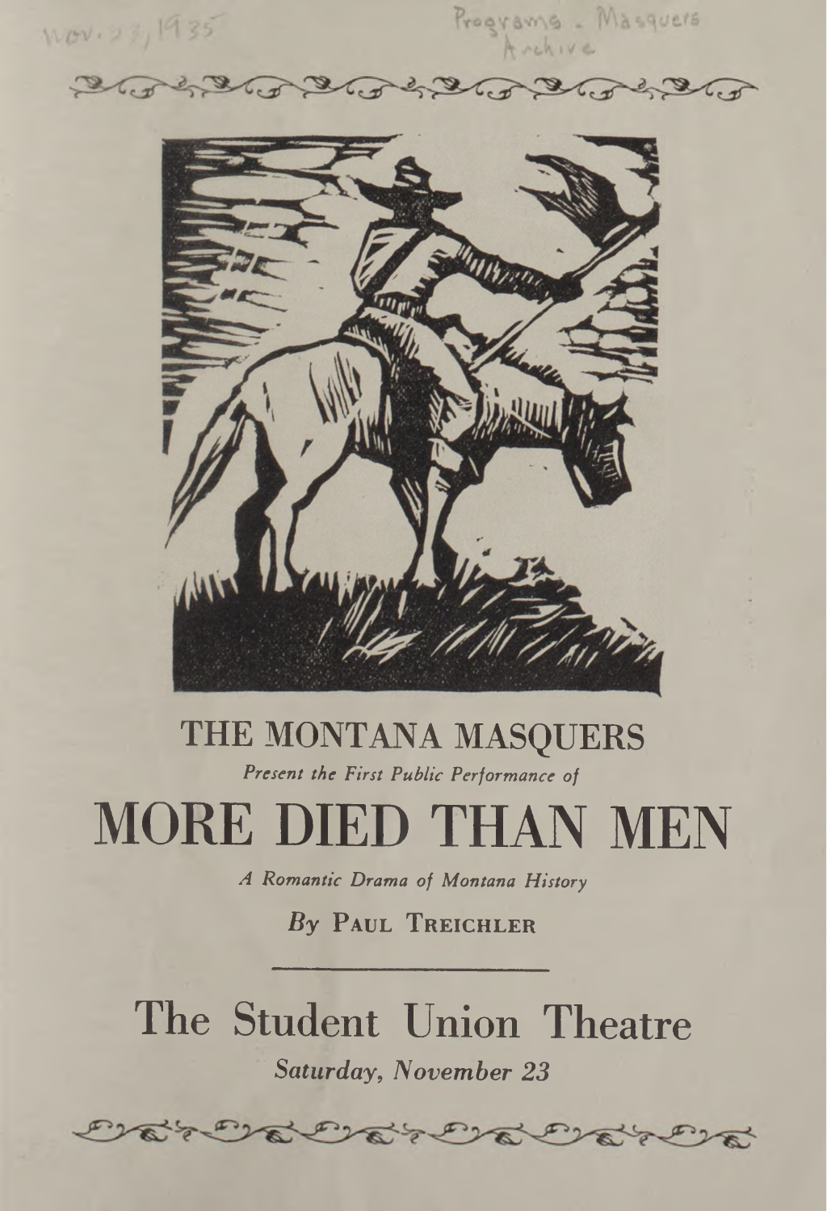Nov. 23, 1935

Programs - Masquers Archive

# THE MONTANA MASQUERS

*Present the First Public Performance of*

# MORE DIED THAN MEN

*A Romantic Drama of Montana History*

*By* PAUL TREICHLER

---

## The Student Union Theatre

*Saturday, November 23*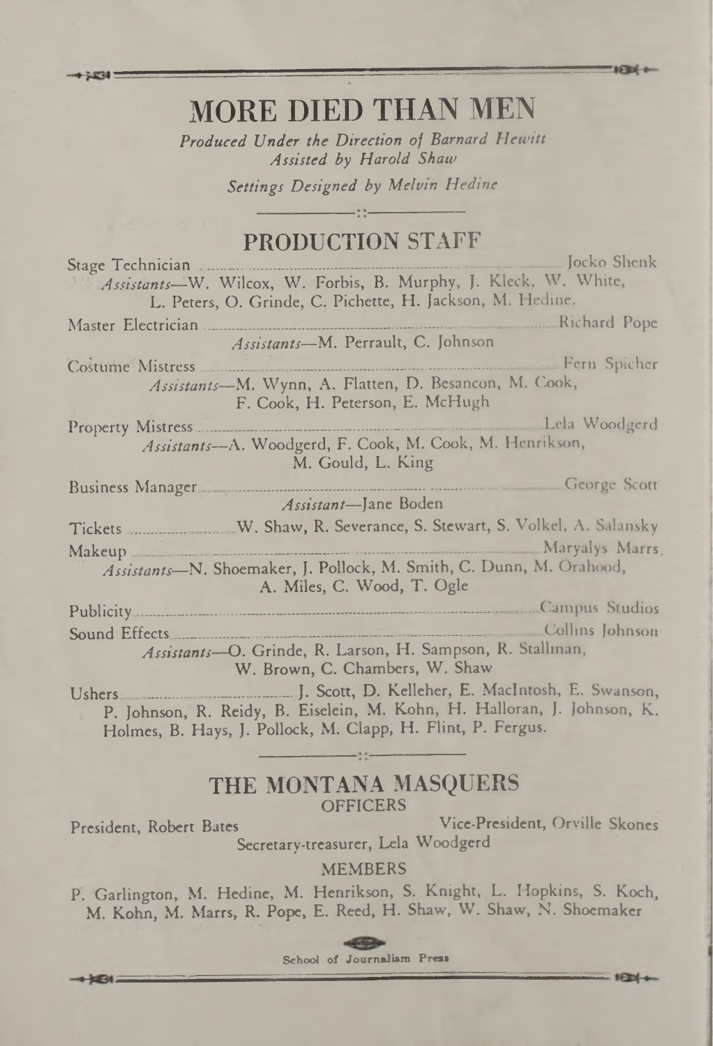# MORE DIED THAN MEN

*Produced Under the Direction of Barnard Hewitt*
*Assisted by Harold Shaw*

*Settings Designed by Melvin Hedine*

## PRODUCTION STAFF

Stage Technician .......... Jocko Shenk
*Assistants*—W. Wilcox, W. Forbis, B. Murphy, J. Kleck, W. White, L. Peters, O. Grinde, C. Pichette, H. Jackson, M. Hedine.

Master Electrician .......... Richard Pope
*Assistants*—M. Perrault, C. Johnson

Costume Mistress .......... Fern Spicher
*Assistants*—M. Wynn, A. Flatten, D. Besancon, M. Cook, F. Cook, H. Peterson, E. McHugh

Property Mistress .......... Lela Woodgerd
*Assistants*—A. Woodgerd, F. Cook, M. Cook, M. Henrikson, M. Gould, L. King

Business Manager .......... George Scott
*Assistant*—Jane Boden

Tickets .......... W. Shaw, R. Severance, S. Stewart, S. Volkel, A. Salansky

Makeup .......... Maryalys Marrs
*Assistants*—N. Shoemaker, J. Pollock, M. Smith, C. Dunn, M. Orahood, A. Miles, C. Wood, T. Ogle

Publicity .......... Campus Studios

Sound Effects .......... Collins Johnson
*Assistants*—O. Grinde, R. Larson, H. Sampson, R. Stallman, W. Brown, C. Chambers, W. Shaw

Ushers .......... J. Scott, D. Kelleher, E. MacIntosh, E. Swanson, P. Johnson, R. Reidy, B. Eiselein, M. Kohn, H. Halloran, J. Johnson, K. Holmes, B. Hays, J. Pollock, M. Clapp, H. Flint, P. Fergus.

## THE MONTANA MASQUERS

### OFFICERS

President, Robert Bates

Vice-President, Orville Skones

Secretary-treasurer, Lela Woodgerd

### MEMBERS

P. Garlington, M. Hedine, M. Henrikson, S. Knight, L. Hopkins, S. Koch, M. Kohn, M. Marrs, R. Pope, E. Reed, H. Shaw, W. Shaw, N. Shoemaker

School of Journalism Press